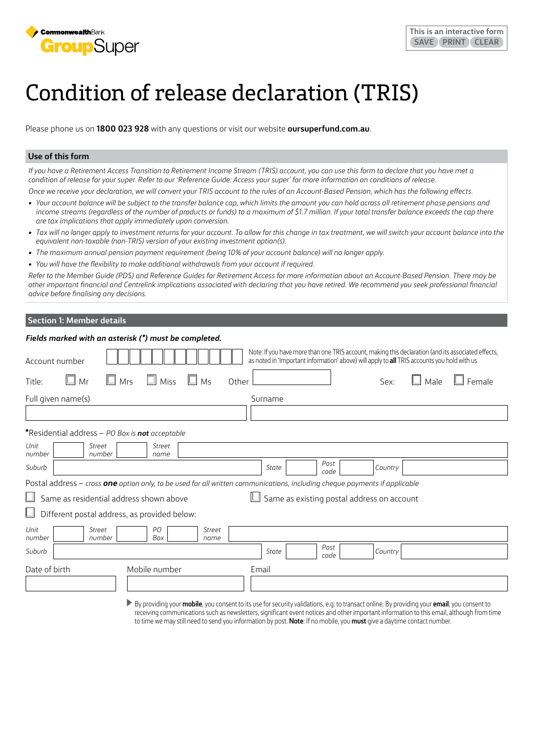CommonwealthBank GroupSuper

This is an interactive form
SAVE PRINT CLEAR

# Condition of release declaration (TRIS)

Please phone us on **1800 023 928** with any questions or visit our website **oursuperfund.com.au**.

## Use of this form

*If you have a Retirement Access Transition to Retirement Income Stream (TRIS) account, you can use this form to declare that you have met a condition of release for your super. Refer to our 'Reference Guide: Access your super' for more information on conditions of release.*

*Once we receive your declaration, we will convert your TRIS account to the rules of an Account-Based Pension, which has the following effects.*

- *Your account balance will be subject to the transfer balance cap, which limits the amount you can hold across all retirement phase pensions and income streams (regardless of the number of products or funds) to a maximum of $1.7 million. If your total transfer balance exceeds the cap there are tax implications that apply immediately upon conversion.*
- *Tax will no longer apply to investment returns for your account. To allow for this change in tax treatment, we will switch your account balance into the equivalent non-taxable (non-TRIS) version of your existing investment option(s).*
- *The maximum annual pension payment requirement (being 10% of your account balance) will no longer apply.*
- *You will have the flexibility to make additional withdrawals from your account if required.*

*Refer to the Member Guide (PDS) and Reference Guides for Retirement Access for more information about an Account-Based Pension. There may be other important financial and Centrelink implications associated with declaring that you have retired. We recommend you seek professional financial advice before finalising any decisions.*

## Section 1: Member details

***Fields marked with an asterisk (*) must be completed.***

Account number

Note: If you have more than one TRIS account, making this declaration (and its associated effects, as noted in 'Important information' above) will apply to **all** TRIS accounts you hold with us.

Title: ☐ Mr ☐ Mrs ☐ Miss ☐ Ms Other

Sex: ☐ Male ☐ Female

Full given name(s)

Surname

*Residential address – *PO Box is **not** acceptable*

*Unit number* *Street number* *Street name*

*Suburb* *State* *Post code* *Country*

Postal address – *cross **one** option only, to be used for all written communications, including cheque payments if applicable*

☐ Same as residential address shown above

☐ Same as existing postal address on account

☐ Different postal address, as provided below:

*Unit number* *Street number* *PO Box* *Street name*

*Suburb* *State* *Post code* *Country*

Date of birth

Mobile number

Email

▶ By providing your **mobile**, you consent to its use for security validations, e.g. to transact online. By providing your **email**, you consent to receiving communications such as newsletters, significant event notices and other important information to this email, although from time to time we may still need to send you information by post. **Note**: If no mobile, you **must** give a daytime contact number.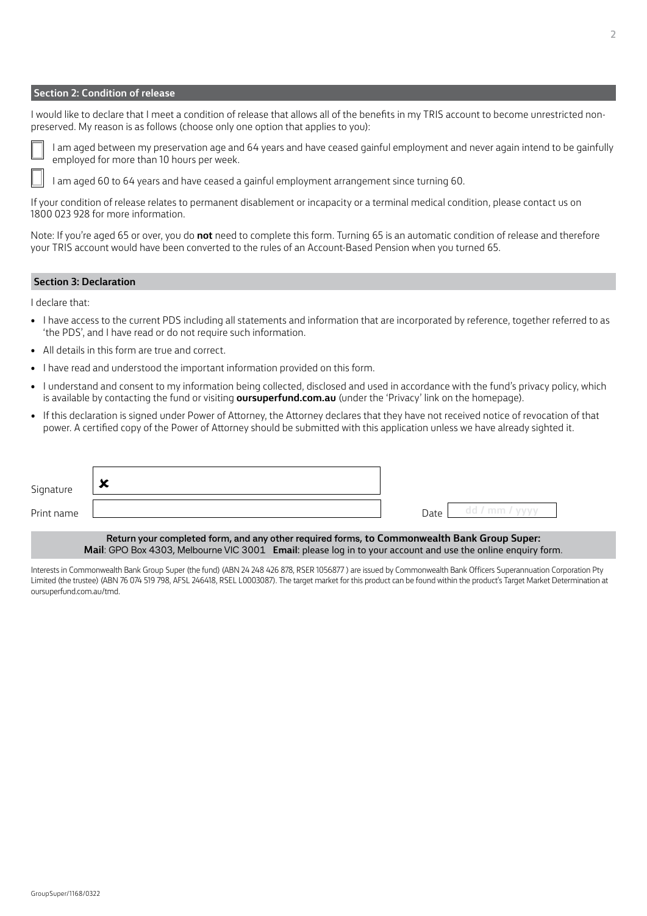## Section 2: Condition of release

I would like to declare that I meet a condition of release that allows all of the benefits in my TRIS account to become unrestricted non-preserved. My reason is as follows (choose only one option that applies to you):

- ☐ I am aged between my preservation age and 64 years and have ceased gainful employment and never again intend to be gainfully employed for more than 10 hours per week.
- ☐ I am aged 60 to 64 years and have ceased a gainful employment arrangement since turning 60.

If your condition of release relates to permanent disablement or incapacity or a terminal medical condition, please contact us on 1800 023 928 for more information.

Note: If you're aged 65 or over, you do **not** need to complete this form. Turning 65 is an automatic condition of release and therefore your TRIS account would have been converted to the rules of an Account-Based Pension when you turned 65.

## Section 3: Declaration

I declare that:

- I have access to the current PDS including all statements and information that are incorporated by reference, together referred to as 'the PDS', and I have read or do not require such information.
- All details in this form are true and correct.
- I have read and understood the important information provided on this form.
- I understand and consent to my information being collected, disclosed and used in accordance with the fund's privacy policy, which is available by contacting the fund or visiting **oursuperfund.com.au** (under the 'Privacy' link on the homepage).
- If this declaration is signed under Power of Attorney, the Attorney declares that they have not received notice of revocation of that power. A certified copy of the Power of Attorney should be submitted with this application unless we have already sighted it.

Signature ✘ ______________________

Print name ______________________ Date dd / mm / yyyy

**Return your completed form, and any other required forms, to Commonwealth Bank Group Super:**
**Mail**: GPO Box 4303, Melbourne VIC 3001 **Email**: please log in to your account and use the online enquiry form.

Interests in Commonwealth Bank Group Super (the fund) (ABN 24 248 426 878, RSER 1056877 ) are issued by Commonwealth Bank Officers Superannuation Corporation Pty Limited (the trustee) (ABN 76 074 519 798, AFSL 246418, RSEL L0003087). The target market for this product can be found within the product's Target Market Determination at oursuperfund.com.au/tmd.

GroupSuper/1168/0322